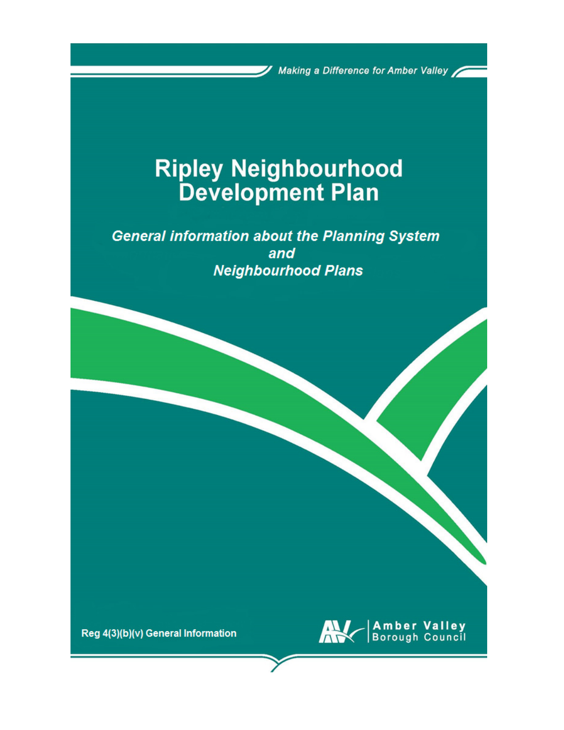*Making a Difference for Amber Valley*

# Ripley Neighbourhood Development Plan

***General information about the Planning System and Neighbourhood Plans***

**Reg 4(3)(b)(v) General Information**

Amber Valley Borough Council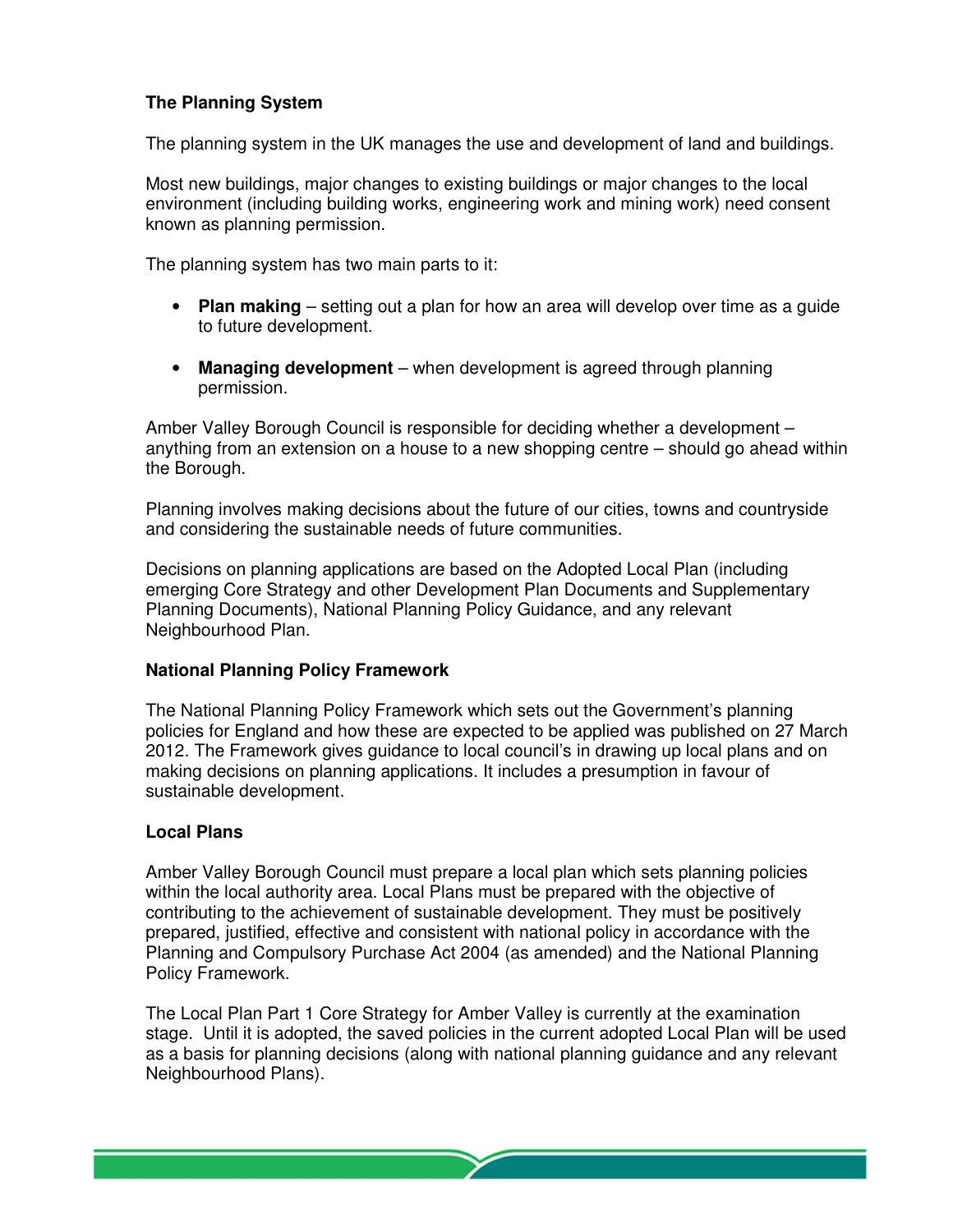## The Planning System

The planning system in the UK manages the use and development of land and buildings.

Most new buildings, major changes to existing buildings or major changes to the local environment (including building works, engineering work and mining work) need consent known as planning permission.

The planning system has two main parts to it:

- **Plan making** – setting out a plan for how an area will develop over time as a guide to future development.
- **Managing development** – when development is agreed through planning permission.

Amber Valley Borough Council is responsible for deciding whether a development – anything from an extension on a house to a new shopping centre – should go ahead within the Borough.

Planning involves making decisions about the future of our cities, towns and countryside and considering the sustainable needs of future communities.

Decisions on planning applications are based on the Adopted Local Plan (including emerging Core Strategy and other Development Plan Documents and Supplementary Planning Documents), National Planning Policy Guidance, and any relevant Neighbourhood Plan.

## National Planning Policy Framework

The National Planning Policy Framework which sets out the Government's planning policies for England and how these are expected to be applied was published on 27 March 2012. The Framework gives guidance to local council's in drawing up local plans and on making decisions on planning applications. It includes a presumption in favour of sustainable development.

## Local Plans

Amber Valley Borough Council must prepare a local plan which sets planning policies within the local authority area. Local Plans must be prepared with the objective of contributing to the achievement of sustainable development. They must be positively prepared, justified, effective and consistent with national policy in accordance with the Planning and Compulsory Purchase Act 2004 (as amended) and the National Planning Policy Framework.

The Local Plan Part 1 Core Strategy for Amber Valley is currently at the examination stage. Until it is adopted, the saved policies in the current adopted Local Plan will be used as a basis for planning decisions (along with national planning guidance and any relevant Neighbourhood Plans).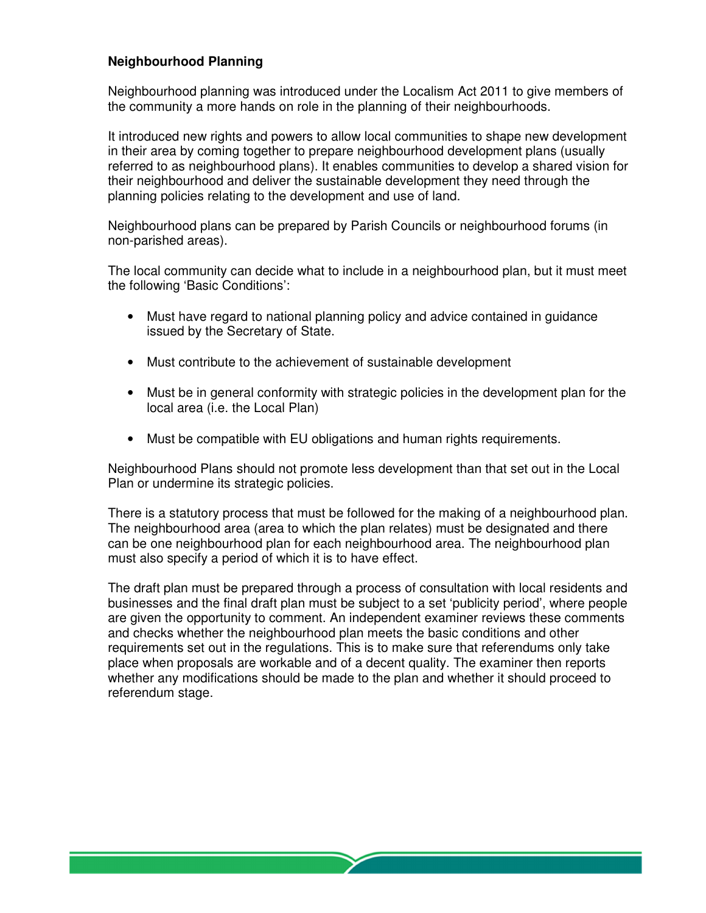**Neighbourhood Planning**

Neighbourhood planning was introduced under the Localism Act 2011 to give members of the community a more hands on role in the planning of their neighbourhoods.

It introduced new rights and powers to allow local communities to shape new development in their area by coming together to prepare neighbourhood development plans (usually referred to as neighbourhood plans). It enables communities to develop a shared vision for their neighbourhood and deliver the sustainable development they need through the planning policies relating to the development and use of land.

Neighbourhood plans can be prepared by Parish Councils or neighbourhood forums (in non-parished areas).

The local community can decide what to include in a neighbourhood plan, but it must meet the following 'Basic Conditions':

- Must have regard to national planning policy and advice contained in guidance issued by the Secretary of State.
- Must contribute to the achievement of sustainable development
- Must be in general conformity with strategic policies in the development plan for the local area (i.e. the Local Plan)
- Must be compatible with EU obligations and human rights requirements.

Neighbourhood Plans should not promote less development than that set out in the Local Plan or undermine its strategic policies.

There is a statutory process that must be followed for the making of a neighbourhood plan. The neighbourhood area (area to which the plan relates) must be designated and there can be one neighbourhood plan for each neighbourhood area. The neighbourhood plan must also specify a period of which it is to have effect.

The draft plan must be prepared through a process of consultation with local residents and businesses and the final draft plan must be subject to a set 'publicity period', where people are given the opportunity to comment. An independent examiner reviews these comments and checks whether the neighbourhood plan meets the basic conditions and other requirements set out in the regulations. This is to make sure that referendums only take place when proposals are workable and of a decent quality. The examiner then reports whether any modifications should be made to the plan and whether it should proceed to referendum stage.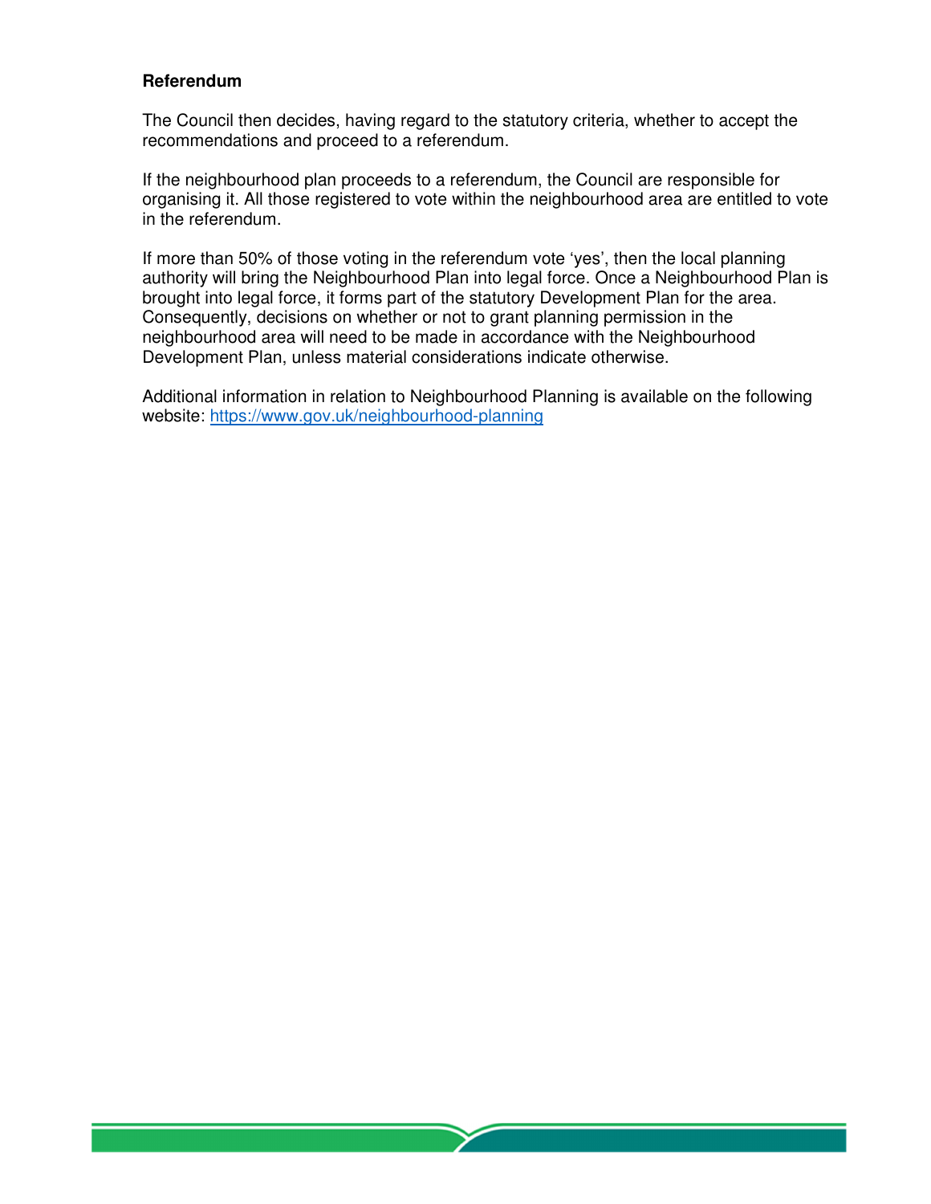**Referendum**

The Council then decides, having regard to the statutory criteria, whether to accept the recommendations and proceed to a referendum.

If the neighbourhood plan proceeds to a referendum, the Council are responsible for organising it. All those registered to vote within the neighbourhood area are entitled to vote in the referendum.

If more than 50% of those voting in the referendum vote 'yes', then the local planning authority will bring the Neighbourhood Plan into legal force. Once a Neighbourhood Plan is brought into legal force, it forms part of the statutory Development Plan for the area. Consequently, decisions on whether or not to grant planning permission in the neighbourhood area will need to be made in accordance with the Neighbourhood Development Plan, unless material considerations indicate otherwise.

Additional information in relation to Neighbourhood Planning is available on the following website: [https://www.gov.uk/neighbourhood-planning](https://www.gov.uk/neighbourhood-planning)